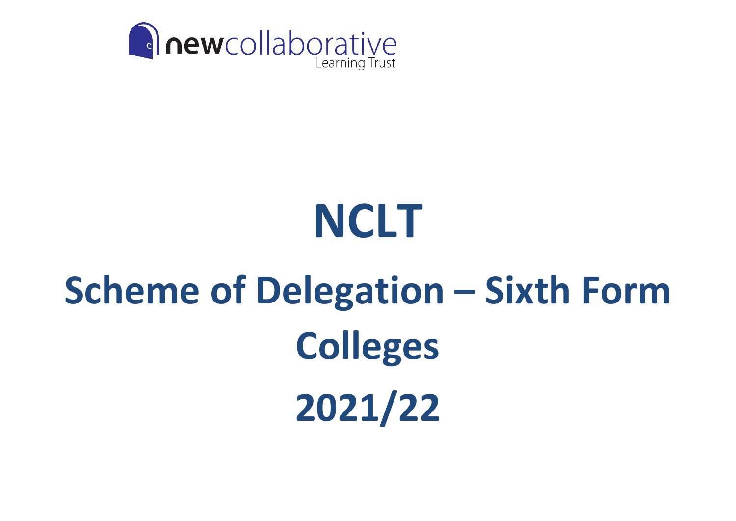newcollaborative Learning Trust

# NCLT

# Scheme of Delegation – Sixth Form Colleges

# 2021/22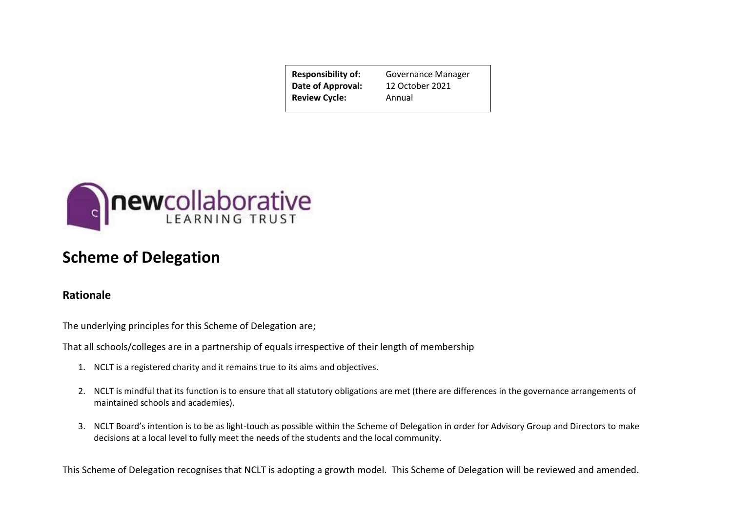| **Responsibility of:** | Governance Manager |
| --- | --- |
| **Date of Approval:** | 12 October 2021 |
| **Review Cycle:** | Annual |

newcollaborative LEARNING TRUST

# Scheme of Delegation

## Rationale

The underlying principles for this Scheme of Delegation are;

That all schools/colleges are in a partnership of equals irrespective of their length of membership

1. NCLT is a registered charity and it remains true to its aims and objectives.
2. NCLT is mindful that its function is to ensure that all statutory obligations are met (there are differences in the governance arrangements of maintained schools and academies).
3. NCLT Board's intention is to be as light-touch as possible within the Scheme of Delegation in order for Advisory Group and Directors to make decisions at a local level to fully meet the needs of the students and the local community.

This Scheme of Delegation recognises that NCLT is adopting a growth model. This Scheme of Delegation will be reviewed and amended.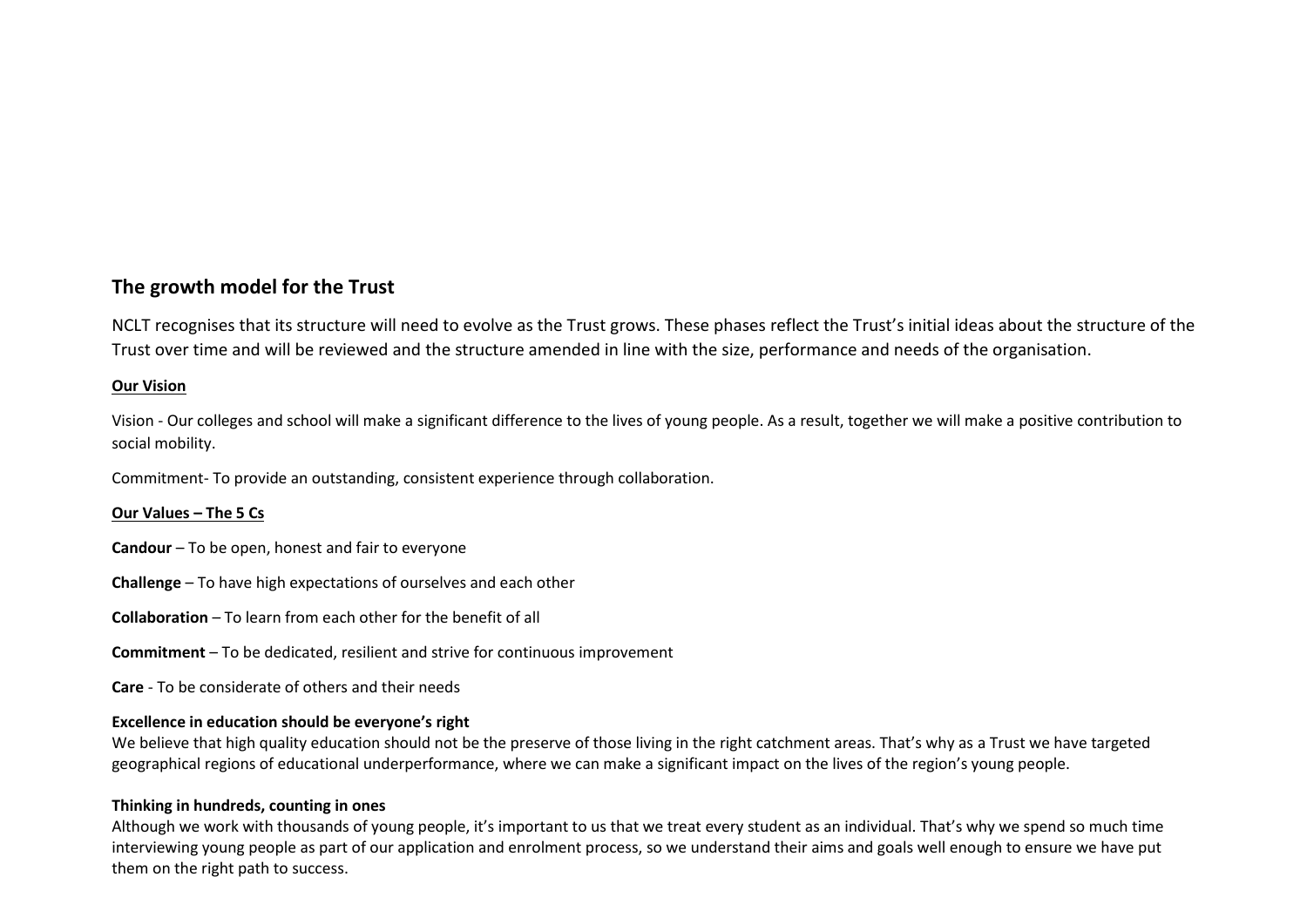## The growth model for the Trust

NCLT recognises that its structure will need to evolve as the Trust grows. These phases reflect the Trust's initial ideas about the structure of the Trust over time and will be reviewed and the structure amended in line with the size, performance and needs of the organisation.

**<u>Our Vision</u>**

Vision - Our colleges and school will make a significant difference to the lives of young people. As a result, together we will make a positive contribution to social mobility.

Commitment- To provide an outstanding, consistent experience through collaboration.

**<u>Our Values – The 5 Cs</u>**

**Candour** – To be open, honest and fair to everyone

**Challenge** – To have high expectations of ourselves and each other

**Collaboration** – To learn from each other for the benefit of all

**Commitment** – To be dedicated, resilient and strive for continuous improvement

**Care** - To be considerate of others and their needs

**Excellence in education should be everyone's right**
We believe that high quality education should not be the preserve of those living in the right catchment areas. That's why as a Trust we have targeted geographical regions of educational underperformance, where we can make a significant impact on the lives of the region's young people.

**Thinking in hundreds, counting in ones**
Although we work with thousands of young people, it's important to us that we treat every student as an individual. That's why we spend so much time interviewing young people as part of our application and enrolment process, so we understand their aims and goals well enough to ensure we have put them on the right path to success.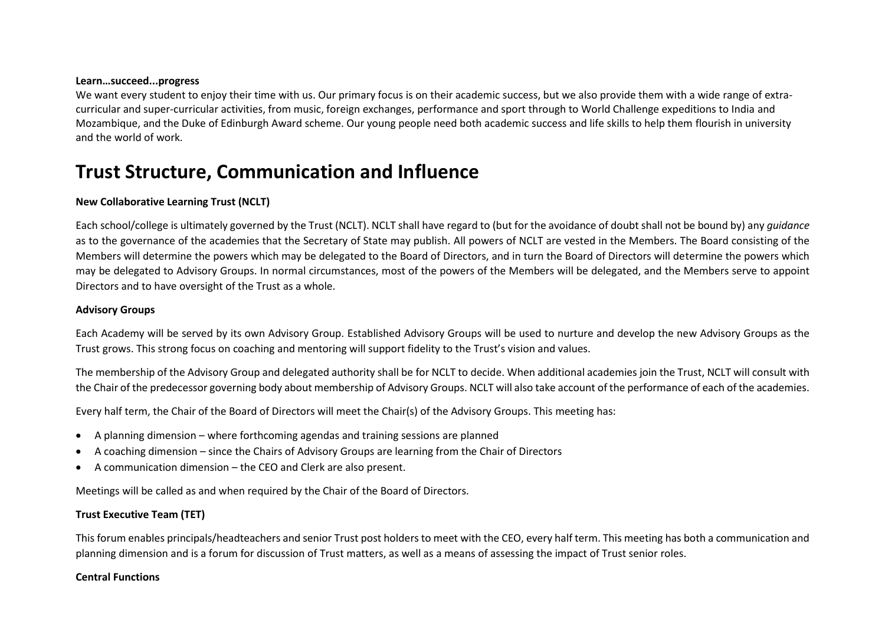**Learn…succeed...progress**

We want every student to enjoy their time with us. Our primary focus is on their academic success, but we also provide them with a wide range of extra-curricular and super-curricular activities, from music, foreign exchanges, performance and sport through to World Challenge expeditions to India and Mozambique, and the Duke of Edinburgh Award scheme. Our young people need both academic success and life skills to help them flourish in university and the world of work.

# Trust Structure, Communication and Influence

**New Collaborative Learning Trust (NCLT)**

Each school/college is ultimately governed by the Trust (NCLT). NCLT shall have regard to (but for the avoidance of doubt shall not be bound by) any *guidance* as to the governance of the academies that the Secretary of State may publish. All powers of NCLT are vested in the Members. The Board consisting of the Members will determine the powers which may be delegated to the Board of Directors, and in turn the Board of Directors will determine the powers which may be delegated to Advisory Groups. In normal circumstances, most of the powers of the Members will be delegated, and the Members serve to appoint Directors and to have oversight of the Trust as a whole.

**Advisory Groups**

Each Academy will be served by its own Advisory Group. Established Advisory Groups will be used to nurture and develop the new Advisory Groups as the Trust grows. This strong focus on coaching and mentoring will support fidelity to the Trust's vision and values.

The membership of the Advisory Group and delegated authority shall be for NCLT to decide. When additional academies join the Trust, NCLT will consult with the Chair of the predecessor governing body about membership of Advisory Groups. NCLT will also take account of the performance of each of the academies.

Every half term, the Chair of the Board of Directors will meet the Chair(s) of the Advisory Groups. This meeting has:

- A planning dimension – where forthcoming agendas and training sessions are planned
- A coaching dimension – since the Chairs of Advisory Groups are learning from the Chair of Directors
- A communication dimension – the CEO and Clerk are also present.

Meetings will be called as and when required by the Chair of the Board of Directors.

**Trust Executive Team (TET)**

This forum enables principals/headteachers and senior Trust post holders to meet with the CEO, every half term. This meeting has both a communication and planning dimension and is a forum for discussion of Trust matters, as well as a means of assessing the impact of Trust senior roles.

**Central Functions**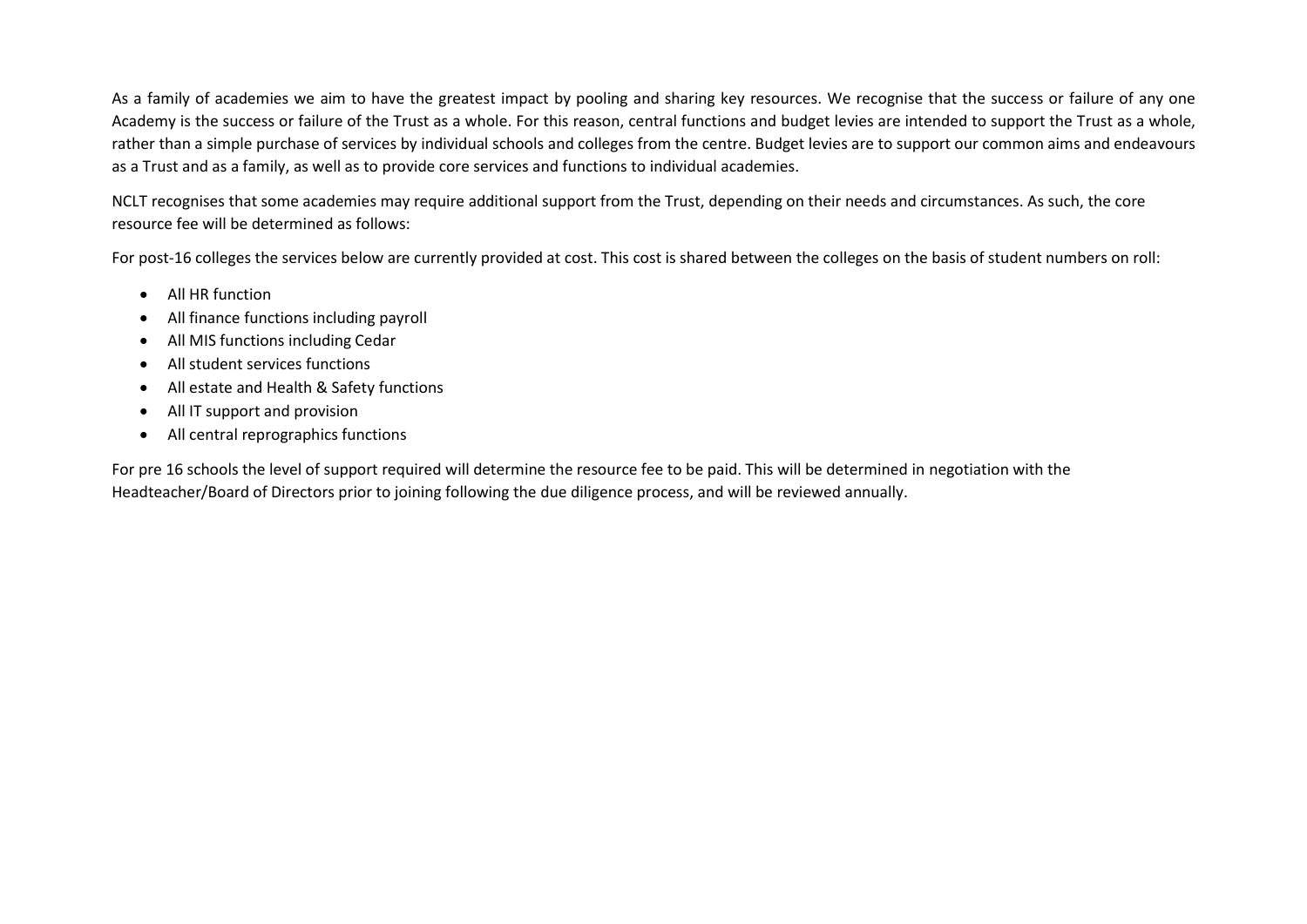As a family of academies we aim to have the greatest impact by pooling and sharing key resources. We recognise that the success or failure of any one Academy is the success or failure of the Trust as a whole. For this reason, central functions and budget levies are intended to support the Trust as a whole, rather than a simple purchase of services by individual schools and colleges from the centre. Budget levies are to support our common aims and endeavours as a Trust and as a family, as well as to provide core services and functions to individual academies.

NCLT recognises that some academies may require additional support from the Trust, depending on their needs and circumstances. As such, the core resource fee will be determined as follows:

For post-16 colleges the services below are currently provided at cost. This cost is shared between the colleges on the basis of student numbers on roll:

- All HR function
- All finance functions including payroll
- All MIS functions including Cedar
- All student services functions
- All estate and Health & Safety functions
- All IT support and provision
- All central reprographics functions

For pre 16 schools the level of support required will determine the resource fee to be paid. This will be determined in negotiation with the Headteacher/Board of Directors prior to joining following the due diligence process, and will be reviewed annually.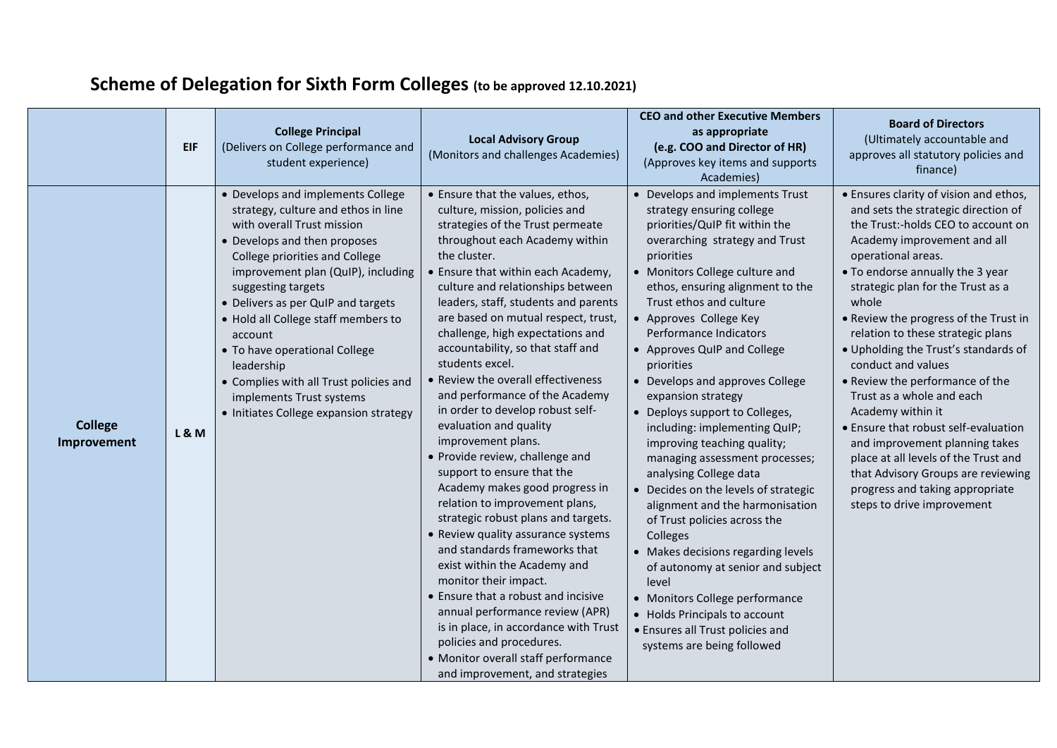# Scheme of Delegation for Sixth Form Colleges (to be approved 12.10.2021)

| | EIF | College Principal (Delivers on College performance and student experience) | Local Advisory Group (Monitors and challenges Academies) | CEO and other Executive Members as appropriate (e.g. COO and Director of HR) (Approves key items and supports Academies) | Board of Directors (Ultimately accountable and approves all statutory policies and finance) |
|---|---|---|---|---|---|
| **College Improvement** | L & M | • Develops and implements College strategy, culture and ethos in line with overall Trust mission<br>• Develops and then proposes College priorities and College improvement plan (QuIP), including suggesting targets<br>• Delivers as per QuIP and targets<br>• Hold all College staff members to account<br>• To have operational College leadership<br>• Complies with all Trust policies and implements Trust systems<br>• Initiates College expansion strategy | • Ensure that the values, ethos, culture, mission, policies and strategies of the Trust permeate throughout each Academy within the cluster.<br>• Ensure that within each Academy, culture and relationships between leaders, staff, students and parents are based on mutual respect, trust, challenge, high expectations and accountability, so that staff and students excel.<br>• Review the overall effectiveness and performance of the Academy in order to develop robust self-evaluation and quality improvement plans.<br>• Provide review, challenge and support to ensure that the Academy makes good progress in relation to improvement plans, strategic robust plans and targets.<br>• Review quality assurance systems and standards frameworks that exist within the Academy and monitor their impact.<br>• Ensure that a robust and incisive annual performance review (APR) is in place, in accordance with Trust policies and procedures.<br>• Monitor overall staff performance and improvement, and strategies | • Develops and implements Trust strategy ensuring college priorities/QuIP fit within the overarching strategy and Trust priorities<br>• Monitors College culture and ethos, ensuring alignment to the Trust ethos and culture<br>• Approves College Key Performance Indicators<br>• Approves QuIP and College priorities<br>• Develops and approves College expansion strategy<br>• Deploys support to Colleges, including: implementing QuIP; improving teaching quality; managing assessment processes; analysing College data<br>• Decides on the levels of strategic alignment and the harmonisation of Trust policies across the Colleges<br>• Makes decisions regarding levels of autonomy at senior and subject level<br>• Monitors College performance<br>• Holds Principals to account<br>• Ensures all Trust policies and systems are being followed | • Ensures clarity of vision and ethos, and sets the strategic direction of the Trust:-holds CEO to account on Academy improvement and all operational areas.<br>• To endorse annually the 3 year strategic plan for the Trust as a whole<br>• Review the progress of the Trust in relation to these strategic plans<br>• Upholding the Trust's standards of conduct and values<br>• Review the performance of the Trust as a whole and each Academy within it<br>• Ensure that robust self-evaluation and improvement planning takes place at all levels of the Trust and that Advisory Groups are reviewing progress and taking appropriate steps to drive improvement |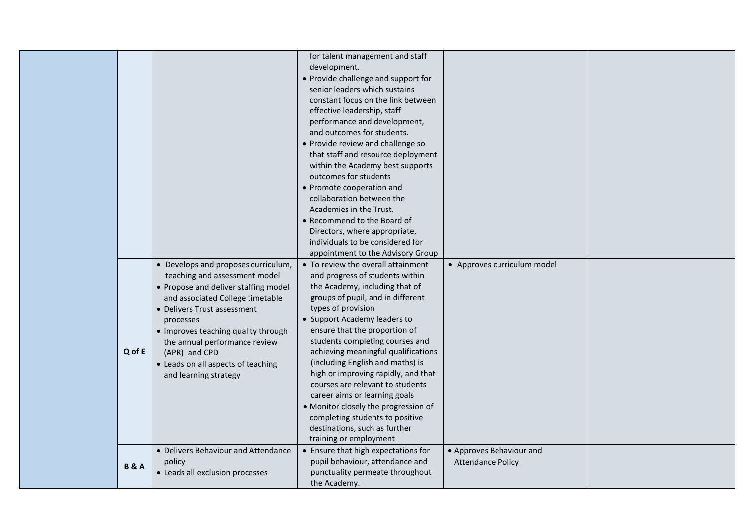| | | | | | |
|---|---|---|---|---|---|
| | | | for talent management and staff development.<br>• Provide challenge and support for senior leaders which sustains constant focus on the link between effective leadership, staff performance and development, and outcomes for students.<br>• Provide review and challenge so that staff and resource deployment within the Academy best supports outcomes for students<br>• Promote cooperation and collaboration between the Academies in the Trust.<br>• Recommend to the Board of Directors, where appropriate, individuals to be considered for appointment to the Advisory Group | | |
| | **Q of E** | • Develops and proposes curriculum, teaching and assessment model<br>• Propose and deliver staffing model and associated College timetable<br>• Delivers Trust assessment processes<br>• Improves teaching quality through the annual performance review (APR) and CPD<br>• Leads on all aspects of teaching and learning strategy | • To review the overall attainment and progress of students within the Academy, including that of groups of pupil, and in different types of provision<br>• Support Academy leaders to ensure that the proportion of students completing courses and achieving meaningful qualifications (including English and maths) is high or improving rapidly, and that courses are relevant to students career aims or learning goals<br>• Monitor closely the progression of completing students to positive destinations, such as further training or employment | • Approves curriculum model | |
| | **B & A** | • Delivers Behaviour and Attendance policy<br>• Leads all exclusion processes | • Ensure that high expectations for pupil behaviour, attendance and punctuality permeate throughout the Academy. | • Approves Behaviour and Attendance Policy | |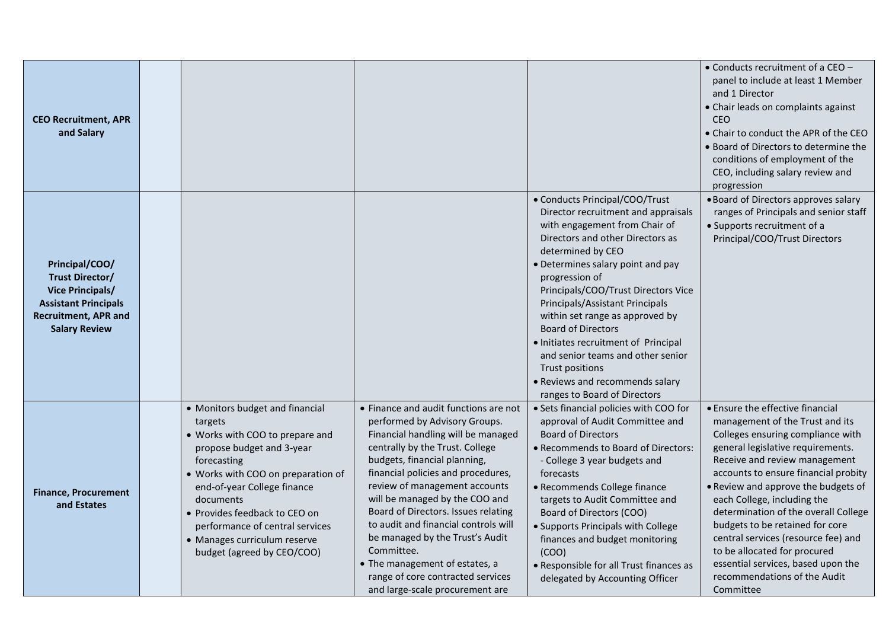| | | | | | |
|---|---|---|---|---|---|
| **CEO Recruitment, APR and Salary** | | | | | • Conducts recruitment of a CEO – panel to include at least 1 Member and 1 Director<br>• Chair leads on complaints against CEO<br>• Chair to conduct the APR of the CEO<br>• Board of Directors to determine the conditions of employment of the CEO, including salary review and progression |
| **Principal/COO/ Trust Director/ Vice Principals/ Assistant Principals Recruitment, APR and Salary Review** | | | | • Conducts Principal/COO/Trust Director recruitment and appraisals with engagement from Chair of Directors and other Directors as determined by CEO<br>• Determines salary point and pay progression of Principals/COO/Trust Directors Vice Principals/Assistant Principals within set range as approved by Board of Directors<br>• Initiates recruitment of Principal and senior teams and other senior Trust positions<br>• Reviews and recommends salary ranges to Board of Directors | • Board of Directors approves salary ranges of Principals and senior staff<br>• Supports recruitment of a Principal/COO/Trust Directors |
| **Finance, Procurement and Estates** | | • Monitors budget and financial targets<br>• Works with COO to prepare and propose budget and 3-year forecasting<br>• Works with COO on preparation of end-of-year College finance documents<br>• Provides feedback to CEO on performance of central services<br>• Manages curriculum reserve budget (agreed by CEO/COO) | • Finance and audit functions are not performed by Advisory Groups. Financial handling will be managed centrally by the Trust. College budgets, financial planning, financial policies and procedures, review of management accounts will be managed by the COO and Board of Directors. Issues relating to audit and financial controls will be managed by the Trust's Audit Committee.<br>• The management of estates, a range of core contracted services and large-scale procurement are | • Sets financial policies with COO for approval of Audit Committee and Board of Directors<br>• Recommends to Board of Directors: - College 3 year budgets and forecasts<br>• Recommends College finance targets to Audit Committee and Board of Directors (COO)<br>• Supports Principals with College finances and budget monitoring (COO)<br>• Responsible for all Trust finances as delegated by Accounting Officer | • Ensure the effective financial management of the Trust and its Colleges ensuring compliance with general legislative requirements. Receive and review management accounts to ensure financial probity<br>• Review and approve the budgets of each College, including the determination of the overall College budgets to be retained for core central services (resource fee) and to be allocated for procured essential services, based upon the recommendations of the Audit Committee |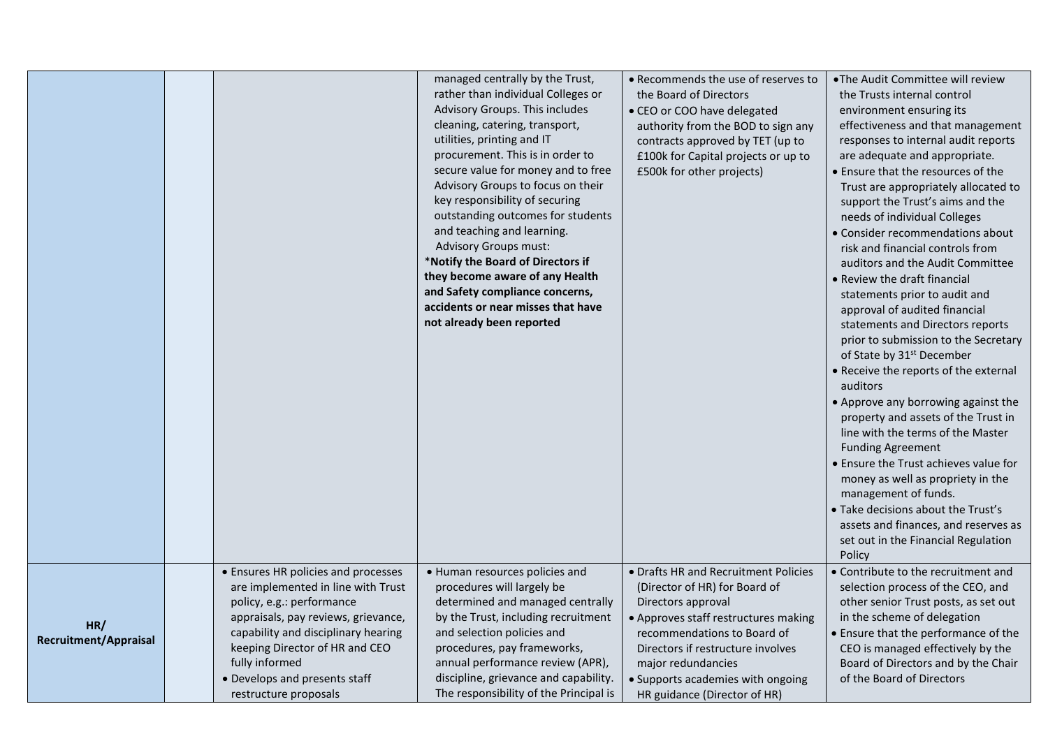| | | | | | |
|---|---|---|---|---|---|
| | | | managed centrally by the Trust, rather than individual Colleges or Advisory Groups. This includes cleaning, catering, transport, utilities, printing and IT procurement. This is in order to secure value for money and to free Advisory Groups to focus on their key responsibility of securing outstanding outcomes for students and teaching and learning.<br>Advisory Groups must:<br>***Notify the Board of Directors if they become aware of any Health and Safety compliance concerns, accidents or near misses that have not already been reported** | • Recommends the use of reserves to the Board of Directors<br>• CEO or COO have delegated authority from the BOD to sign any contracts approved by TET (up to £100k for Capital projects or up to £500k for other projects) | • The Audit Committee will review the Trusts internal control environment ensuring its effectiveness and that management responses to internal audit reports are adequate and appropriate.<br>• Ensure that the resources of the Trust are appropriately allocated to support the Trust's aims and the needs of individual Colleges<br>• Consider recommendations about risk and financial controls from auditors and the Audit Committee<br>• Review the draft financial statements prior to audit and approval of audited financial statements and Directors reports prior to submission to the Secretary of State by 31st December<br>• Receive the reports of the external auditors<br>• Approve any borrowing against the property and assets of the Trust in line with the terms of the Master Funding Agreement<br>• Ensure the Trust achieves value for money as well as propriety in the management of funds.<br>• Take decisions about the Trust's assets and finances, and reserves as set out in the Financial Regulation Policy |
| **HR/ Recruitment/Appraisal** | | • Ensures HR policies and processes are implemented in line with Trust policy, e.g.: performance appraisals, pay reviews, grievance, capability and disciplinary hearing keeping Director of HR and CEO fully informed<br>• Develops and presents staff restructure proposals | • Human resources policies and procedures will largely be determined and managed centrally by the Trust, including recruitment and selection policies and procedures, pay frameworks, annual performance review (APR), discipline, grievance and capability. The responsibility of the Principal is | • Drafts HR and Recruitment Policies (Director of HR) for Board of Directors approval<br>• Approves staff restructures making recommendations to Board of Directors if restructure involves major redundancies<br>• Supports academies with ongoing HR guidance (Director of HR) | • Contribute to the recruitment and selection process of the CEO, and other senior Trust posts, as set out in the scheme of delegation<br>• Ensure that the performance of the CEO is managed effectively by the Board of Directors and by the Chair of the Board of Directors |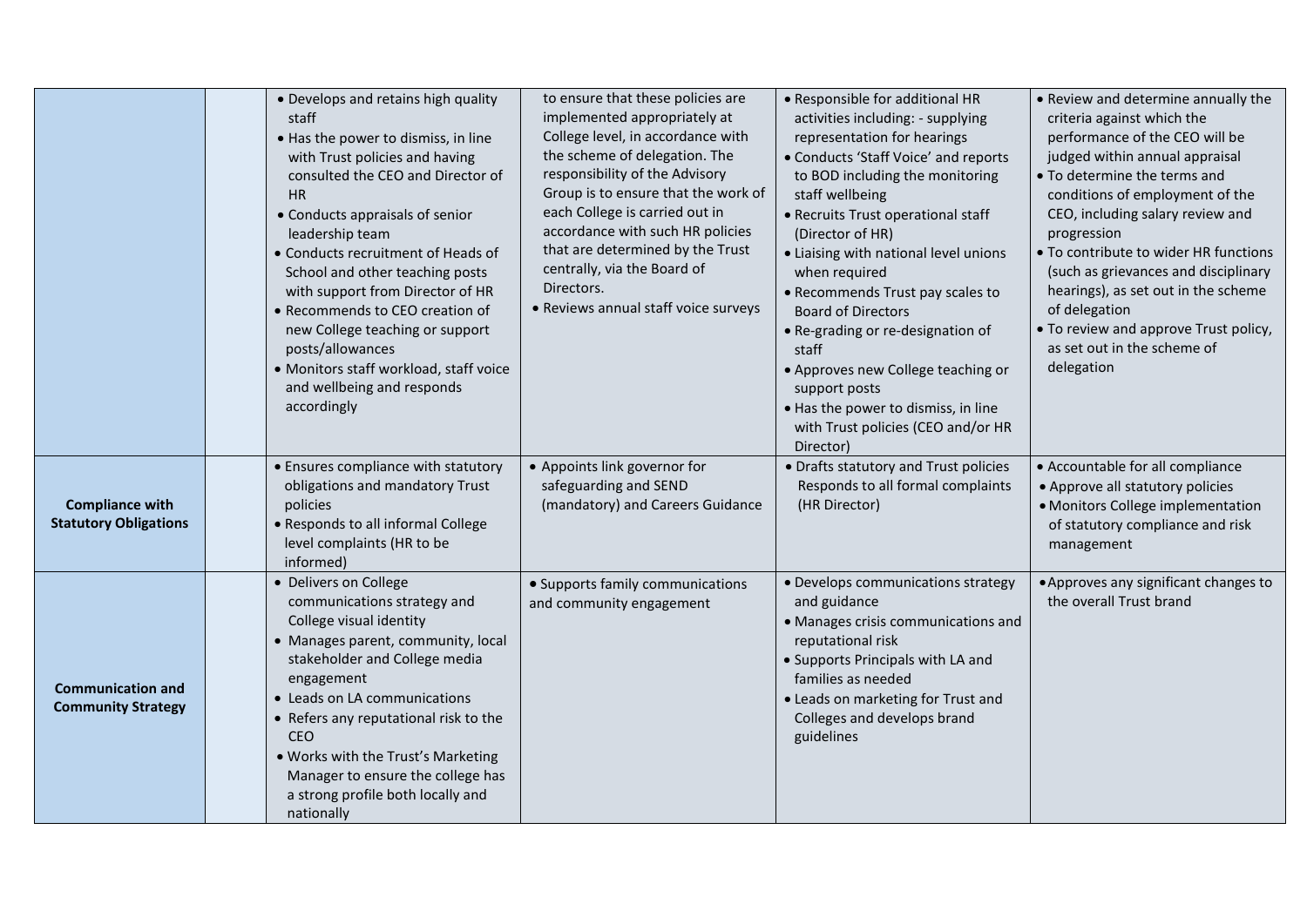| | | | | | |
|---|---|---|---|---|---|
| | | • Develops and retains high quality staff<br>• Has the power to dismiss, in line with Trust policies and having consulted the CEO and Director of HR<br>• Conducts appraisals of senior leadership team<br>• Conducts recruitment of Heads of School and other teaching posts with support from Director of HR<br>• Recommends to CEO creation of new College teaching or support posts/allowances<br>• Monitors staff workload, staff voice and wellbeing and responds accordingly | to ensure that these policies are implemented appropriately at College level, in accordance with the scheme of delegation. The responsibility of the Advisory Group is to ensure that the work of each College is carried out in accordance with such HR policies that are determined by the Trust centrally, via the Board of Directors.<br>• Reviews annual staff voice surveys | • Responsible for additional HR activities including: - supplying representation for hearings<br>• Conducts 'Staff Voice' and reports to BOD including the monitoring staff wellbeing<br>• Recruits Trust operational staff (Director of HR)<br>• Liaising with national level unions when required<br>• Recommends Trust pay scales to Board of Directors<br>• Re-grading or re-designation of staff<br>• Approves new College teaching or support posts<br>• Has the power to dismiss, in line with Trust policies (CEO and/or HR Director) | • Review and determine annually the criteria against which the performance of the CEO will be judged within annual appraisal<br>• To determine the terms and conditions of employment of the CEO, including salary review and progression<br>• To contribute to wider HR functions (such as grievances and disciplinary hearings), as set out in the scheme of delegation<br>• To review and approve Trust policy, as set out in the scheme of delegation |
| **Compliance with Statutory Obligations** | | • Ensures compliance with statutory obligations and mandatory Trust policies<br>• Responds to all informal College level complaints (HR to be informed) | • Appoints link governor for safeguarding and SEND (mandatory) and Careers Guidance | • Drafts statutory and Trust policies Responds to all formal complaints (HR Director) | • Accountable for all compliance<br>• Approve all statutory policies<br>• Monitors College implementation of statutory compliance and risk management |
| **Communication and Community Strategy** | | • Delivers on College communications strategy and College visual identity<br>• Manages parent, community, local stakeholder and College media engagement<br>• Leads on LA communications<br>• Refers any reputational risk to the CEO<br>• Works with the Trust's Marketing Manager to ensure the college has a strong profile both locally and nationally | • Supports family communications and community engagement | • Develops communications strategy and guidance<br>• Manages crisis communications and reputational risk<br>• Supports Principals with LA and families as needed<br>• Leads on marketing for Trust and Colleges and develops brand guidelines | • Approves any significant changes to the overall Trust brand |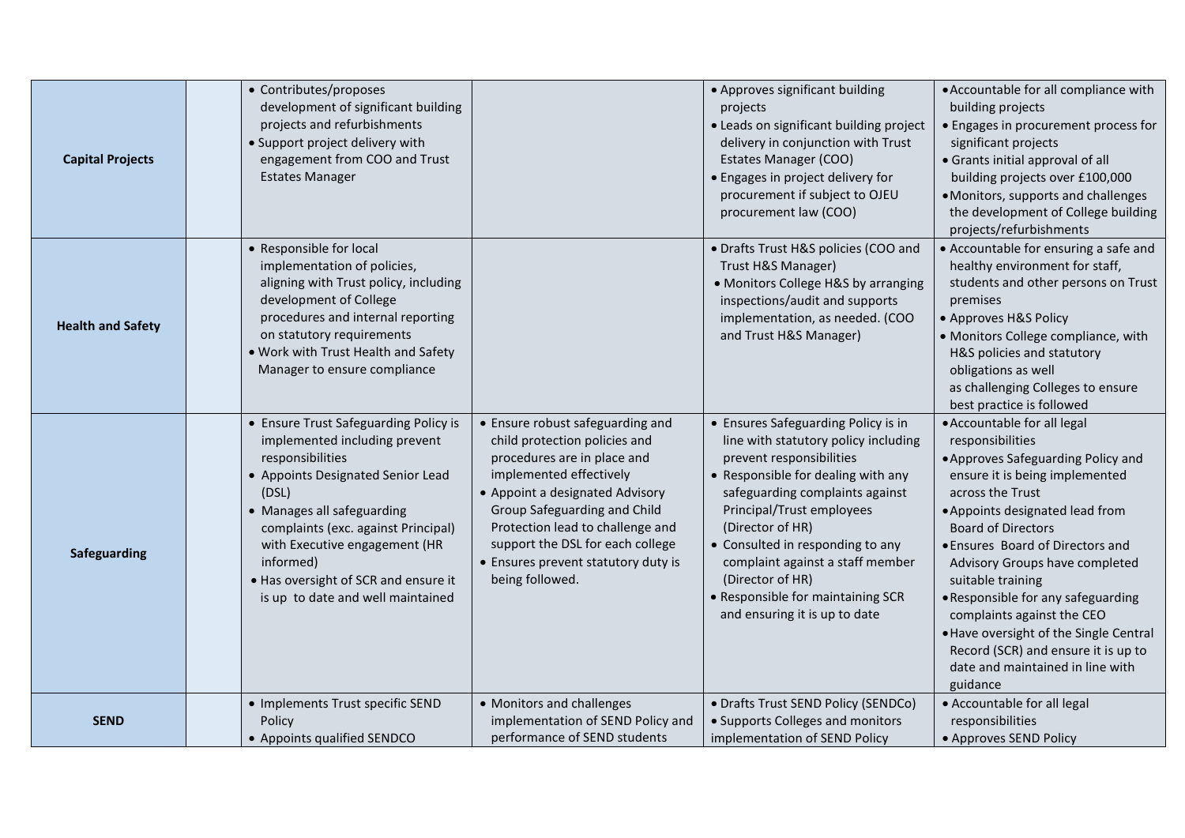| | | | | | |
|---|---|---|---|---|---|
| **Capital Projects** | | • Contributes/proposes development of significant building projects and refurbishments<br>• Support project delivery with engagement from COO and Trust Estates Manager | | • Approves significant building projects<br>• Leads on significant building project delivery in conjunction with Trust Estates Manager (COO)<br>• Engages in project delivery for procurement if subject to OJEU procurement law (COO) | • Accountable for all compliance with building projects<br>• Engages in procurement process for significant projects<br>• Grants initial approval of all building projects over £100,000<br>• Monitors, supports and challenges the development of College building projects/refurbishments |
| **Health and Safety** | | • Responsible for local implementation of policies, aligning with Trust policy, including development of College procedures and internal reporting on statutory requirements<br>• Work with Trust Health and Safety Manager to ensure compliance | | • Drafts Trust H&S policies (COO and Trust H&S Manager)<br>• Monitors College H&S by arranging inspections/audit and supports implementation, as needed. (COO and Trust H&S Manager) | • Accountable for ensuring a safe and healthy environment for staff, students and other persons on Trust premises<br>• Approves H&S Policy<br>• Monitors College compliance, with H&S policies and statutory obligations as well as challenging Colleges to ensure best practice is followed |
| **Safeguarding** | | • Ensure Trust Safeguarding Policy is implemented including prevent responsibilities<br>• Appoints Designated Senior Lead (DSL)<br>• Manages all safeguarding complaints (exc. against Principal) with Executive engagement (HR informed)<br>• Has oversight of SCR and ensure it is up to date and well maintained | • Ensure robust safeguarding and child protection policies and procedures are in place and implemented effectively<br>• Appoint a designated Advisory Group Safeguarding and Child Protection lead to challenge and support the DSL for each college<br>• Ensures prevent statutory duty is being followed. | • Ensures Safeguarding Policy is in line with statutory policy including prevent responsibilities<br>• Responsible for dealing with any safeguarding complaints against Principal/Trust employees (Director of HR)<br>• Consulted in responding to any complaint against a staff member (Director of HR)<br>• Responsible for maintaining SCR and ensuring it is up to date | • Accountable for all legal responsibilities<br>• Approves Safeguarding Policy and ensure it is being implemented across the Trust<br>• Appoints designated lead from Board of Directors<br>• Ensures Board of Directors and Advisory Groups have completed suitable training<br>• Responsible for any safeguarding complaints against the CEO<br>• Have oversight of the Single Central Record (SCR) and ensure it is up to date and maintained in line with guidance |
| **SEND** | | • Implements Trust specific SEND Policy<br>• Appoints qualified SENDCO | • Monitors and challenges implementation of SEND Policy and performance of SEND students | • Drafts Trust SEND Policy (SENDCo)<br>• Supports Colleges and monitors implementation of SEND Policy | • Accountable for all legal responsibilities<br>• Approves SEND Policy |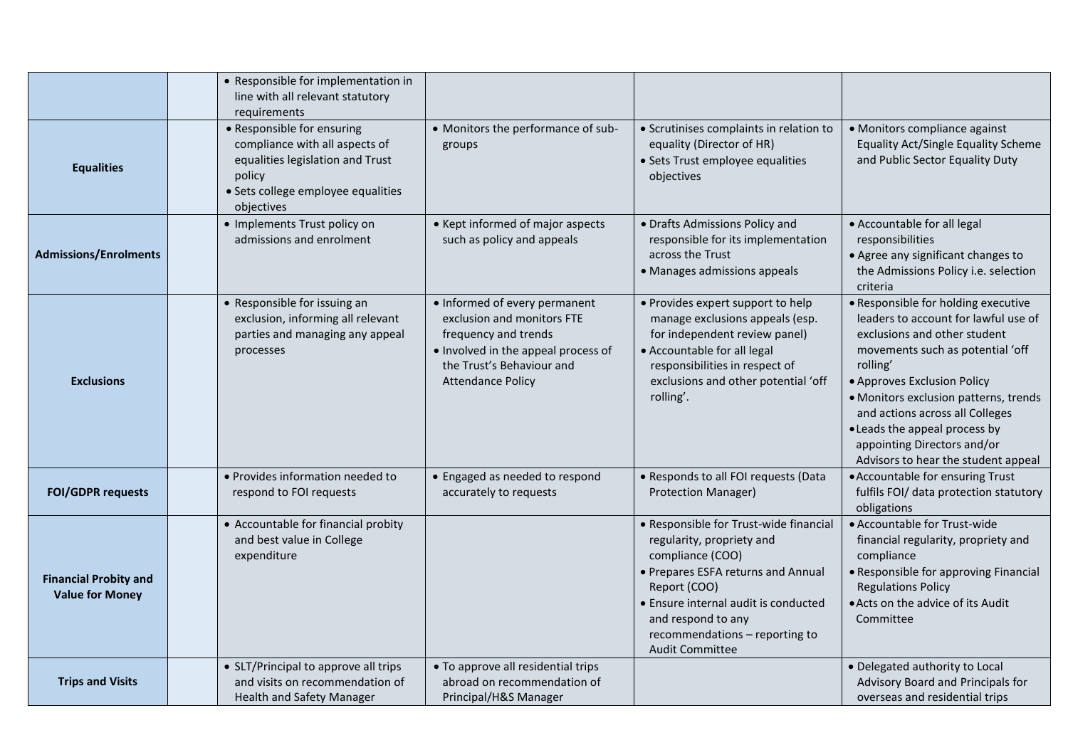| | | | | | |
|---|---|---|---|---|---|
| | | • Responsible for implementation in line with all relevant statutory requirements | | | |
| **Equalities** | | • Responsible for ensuring compliance with all aspects of equalities legislation and Trust policy<br>• Sets college employee equalities objectives | • Monitors the performance of sub-groups | • Scrutinises complaints in relation to equality (Director of HR)<br>• Sets Trust employee equalities objectives | • Monitors compliance against Equality Act/Single Equality Scheme and Public Sector Equality Duty |
| **Admissions/Enrolments** | | • Implements Trust policy on admissions and enrolment | • Kept informed of major aspects such as policy and appeals | • Drafts Admissions Policy and responsible for its implementation across the Trust<br>• Manages admissions appeals | • Accountable for all legal responsibilities<br>• Agree any significant changes to the Admissions Policy i.e. selection criteria |
| **Exclusions** | | • Responsible for issuing an exclusion, informing all relevant parties and managing any appeal processes | • Informed of every permanent exclusion and monitors FTE frequency and trends<br>• Involved in the appeal process of the Trust's Behaviour and Attendance Policy | • Provides expert support to help manage exclusions appeals (esp. for independent review panel)<br>• Accountable for all legal responsibilities in respect of exclusions and other potential 'off rolling'. | • Responsible for holding executive leaders to account for lawful use of exclusions and other student movements such as potential 'off rolling'<br>• Approves Exclusion Policy<br>• Monitors exclusion patterns, trends and actions across all Colleges<br>• Leads the appeal process by appointing Directors and/or Advisors to hear the student appeal |
| **FOI/GDPR requests** | | • Provides information needed to respond to FOI requests | • Engaged as needed to respond accurately to requests | • Responds to all FOI requests (Data Protection Manager) | • Accountable for ensuring Trust fulfils FOI/ data protection statutory obligations |
| **Financial Probity and Value for Money** | | • Accountable for financial probity and best value in College expenditure | | • Responsible for Trust-wide financial regularity, propriety and compliance (COO)<br>• Prepares ESFA returns and Annual Report (COO)<br>• Ensure internal audit is conducted and respond to any recommendations – reporting to Audit Committee | • Accountable for Trust-wide financial regularity, propriety and compliance<br>• Responsible for approving Financial Regulations Policy<br>• Acts on the advice of its Audit Committee |
| **Trips and Visits** | | • SLT/Principal to approve all trips and visits on recommendation of Health and Safety Manager | • To approve all residential trips abroad on recommendation of Principal/H&S Manager | | • Delegated authority to Local Advisory Board and Principals for overseas and residential trips |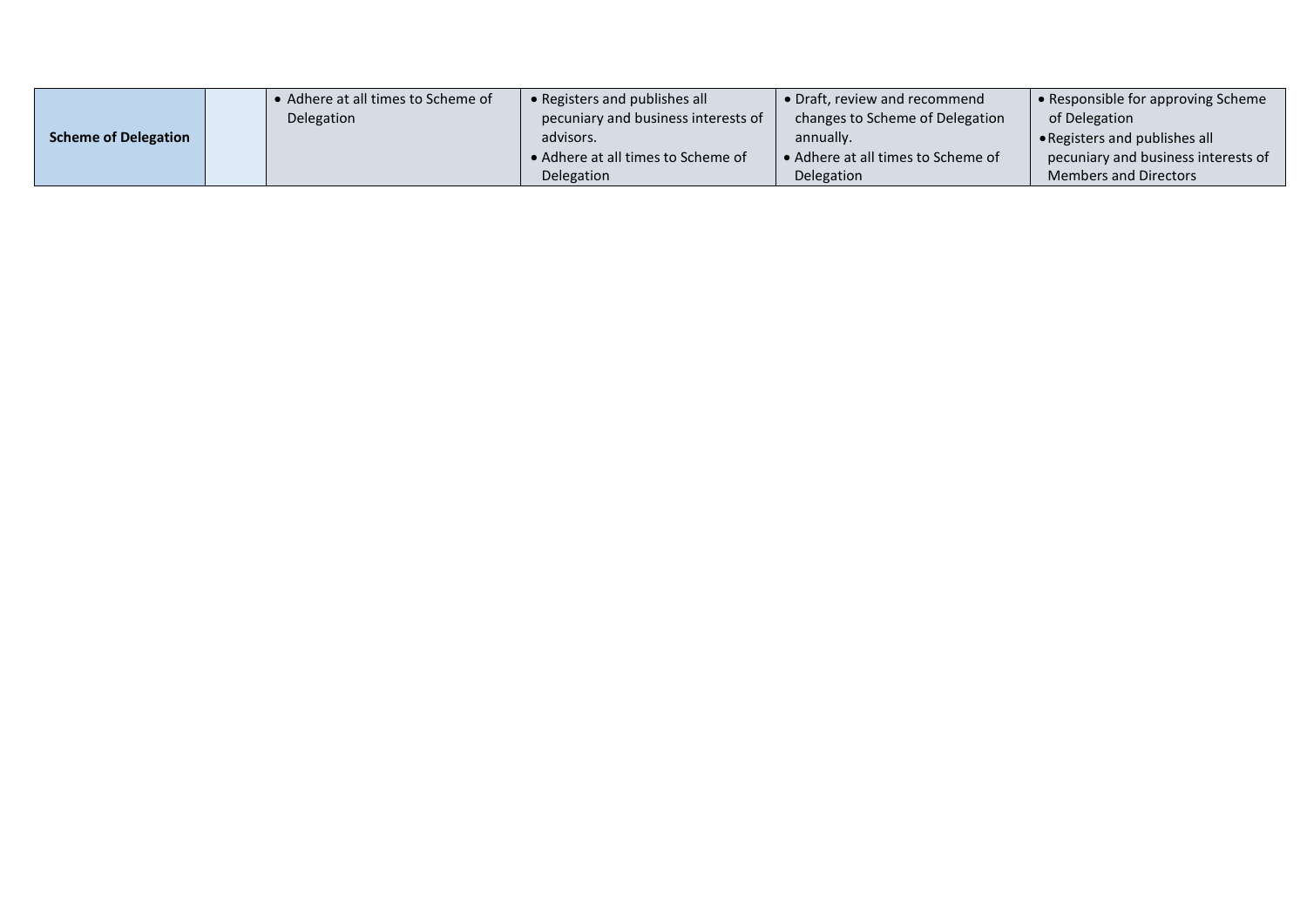| | | | | | |
|---|---|---|---|---|---|
| **Scheme of Delegation** | | • Adhere at all times to Scheme of Delegation | • Registers and publishes all pecuniary and business interests of advisors.<br>• Adhere at all times to Scheme of Delegation | • Draft, review and recommend changes to Scheme of Delegation annually.<br>• Adhere at all times to Scheme of Delegation | • Responsible for approving Scheme of Delegation<br>• Registers and publishes all pecuniary and business interests of Members and Directors |